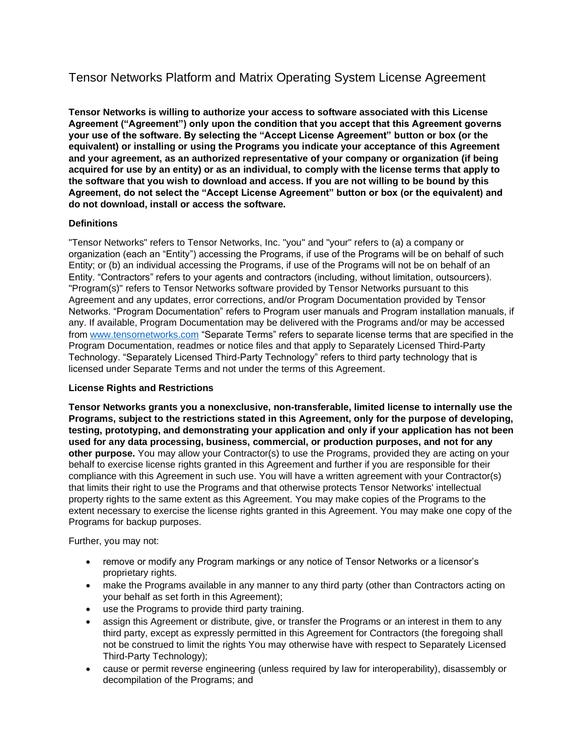# Tensor Networks Platform and Matrix Operating System License Agreement

**Tensor Networks is willing to authorize your access to software associated with this License Agreement ("Agreement") only upon the condition that you accept that this Agreement governs your use of the software. By selecting the "Accept License Agreement" button or box (or the equivalent) or installing or using the Programs you indicate your acceptance of this Agreement and your agreement, as an authorized representative of your company or organization (if being acquired for use by an entity) or as an individual, to comply with the license terms that apply to the software that you wish to download and access. If you are not willing to be bound by this Agreement, do not select the "Accept License Agreement" button or box (or the equivalent) and do not download, install or access the software.**

### Definitions

"Tensor Networks" refers to Tensor Networks, Inc. "you" and "your" refers to (a) a company or organization (each an "Entity") accessing the Programs, if use of the Programs will be on behalf of such Entity; or (b) an individual accessing the Programs, if use of the Programs will not be on behalf of an Entity. "Contractors" refers to your agents and contractors (including, without limitation, outsourcers). "Program(s)" refers to Tensor Networks software provided by Tensor Networks pursuant to this Agreement and any updates, error corrections, and/or Program Documentation provided by Tensor Networks. "Program Documentation" refers to Program user manuals and Program installation manuals, if any. If available, Program Documentation may be delivered with the Programs and/or may be accessed from [www.tensornetworks.com](http://www.tensornetworks.com) "Separate Terms" refers to separate license terms that are specified in the Program Documentation, readmes or notice files and that apply to Separately Licensed Third-Party Technology. "Separately Licensed Third-Party Technology" refers to third party technology that is licensed under Separate Terms and not under the terms of this Agreement.

### License Rights and Restrictions

**Tensor Networks grants you a nonexclusive, non-transferable, limited license to internally use the Programs, subject to the restrictions stated in this Agreement, only for the purpose of developing, testing, prototyping, and demonstrating your application and only if your application has not been used for any data processing, business, commercial, or production purposes, and not for any other purpose.** You may allow your Contractor(s) to use the Programs, provided they are acting on your behalf to exercise license rights granted in this Agreement and further if you are responsible for their compliance with this Agreement in such use. You will have a written agreement with your Contractor(s) that limits their right to use the Programs and that otherwise protects Tensor Networks' intellectual property rights to the same extent as this Agreement. You may make copies of the Programs to the extent necessary to exercise the license rights granted in this Agreement. You may make one copy of the Programs for backup purposes.

Further, you may not:

- remove or modify any Program markings or any notice of Tensor Networks or a licensor's proprietary rights.
- make the Programs available in any manner to any third party (other than Contractors acting on your behalf as set forth in this Agreement);
- use the Programs to provide third party training.
- assign this Agreement or distribute, give, or transfer the Programs or an interest in them to any third party, except as expressly permitted in this Agreement for Contractors (the foregoing shall not be construed to limit the rights You may otherwise have with respect to Separately Licensed Third-Party Technology);
- cause or permit reverse engineering (unless required by law for interoperability), disassembly or decompilation of the Programs; and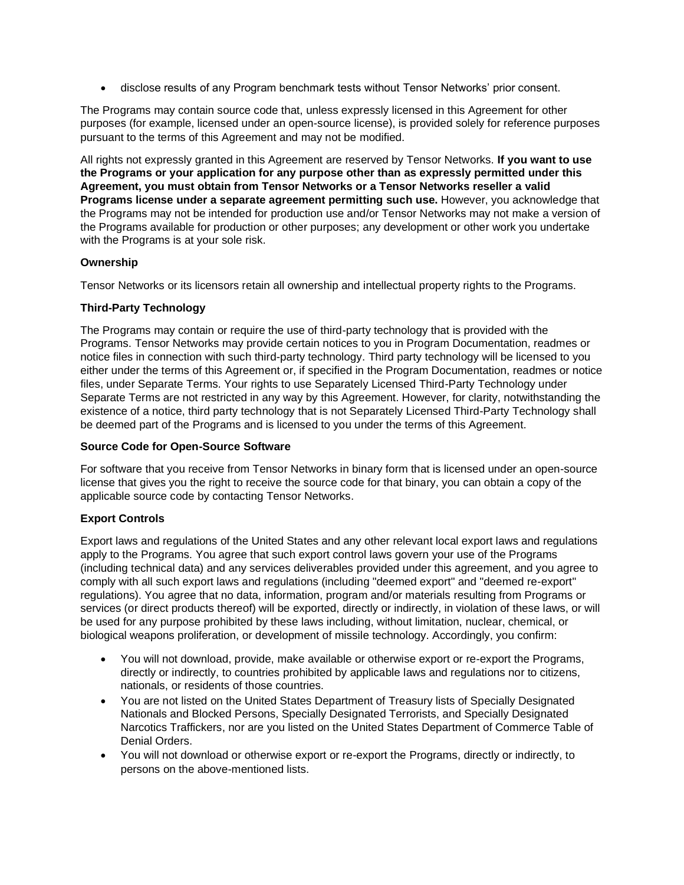- disclose results of any Program benchmark tests without Tensor Networks' prior consent.

The Programs may contain source code that, unless expressly licensed in this Agreement for other purposes (for example, licensed under an open-source license), is provided solely for reference purposes pursuant to the terms of this Agreement and may not be modified.

All rights not expressly granted in this Agreement are reserved by Tensor Networks. **If you want to use the Programs or your application for any purpose other than as expressly permitted under this Agreement, you must obtain from Tensor Networks or a Tensor Networks reseller a valid Programs license under a separate agreement permitting such use.** However, you acknowledge that the Programs may not be intended for production use and/or Tensor Networks may not make a version of the Programs available for production or other purposes; any development or other work you undertake with the Programs is at your sole risk.

**Ownership**

Tensor Networks or its licensors retain all ownership and intellectual property rights to the Programs.

**Third-Party Technology**

The Programs may contain or require the use of third-party technology that is provided with the Programs. Tensor Networks may provide certain notices to you in Program Documentation, readmes or notice files in connection with such third-party technology. Third party technology will be licensed to you either under the terms of this Agreement or, if specified in the Program Documentation, readmes or notice files, under Separate Terms. Your rights to use Separately Licensed Third-Party Technology under Separate Terms are not restricted in any way by this Agreement. However, for clarity, notwithstanding the existence of a notice, third party technology that is not Separately Licensed Third-Party Technology shall be deemed part of the Programs and is licensed to you under the terms of this Agreement.

**Source Code for Open-Source Software**

For software that you receive from Tensor Networks in binary form that is licensed under an open-source license that gives you the right to receive the source code for that binary, you can obtain a copy of the applicable source code by contacting Tensor Networks.

**Export Controls**

Export laws and regulations of the United States and any other relevant local export laws and regulations apply to the Programs. You agree that such export control laws govern your use of the Programs (including technical data) and any services deliverables provided under this agreement, and you agree to comply with all such export laws and regulations (including "deemed export" and "deemed re-export" regulations). You agree that no data, information, program and/or materials resulting from Programs or services (or direct products thereof) will be exported, directly or indirectly, in violation of these laws, or will be used for any purpose prohibited by these laws including, without limitation, nuclear, chemical, or biological weapons proliferation, or development of missile technology. Accordingly, you confirm:

- You will not download, provide, make available or otherwise export or re-export the Programs, directly or indirectly, to countries prohibited by applicable laws and regulations nor to citizens, nationals, or residents of those countries.
- You are not listed on the United States Department of Treasury lists of Specially Designated Nationals and Blocked Persons, Specially Designated Terrorists, and Specially Designated Narcotics Traffickers, nor are you listed on the United States Department of Commerce Table of Denial Orders.
- You will not download or otherwise export or re-export the Programs, directly or indirectly, to persons on the above-mentioned lists.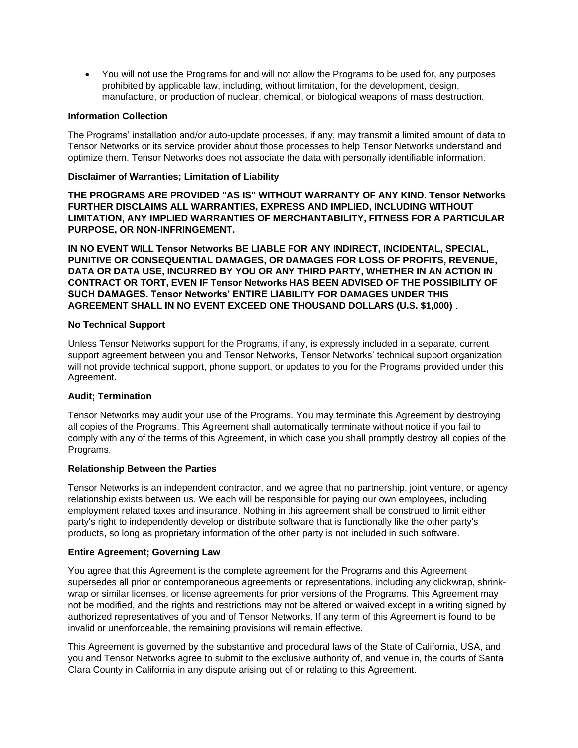- You will not use the Programs for and will not allow the Programs to be used for, any purposes prohibited by applicable law, including, without limitation, for the development, design, manufacture, or production of nuclear, chemical, or biological weapons of mass destruction.

**Information Collection**

The Programs' installation and/or auto-update processes, if any, may transmit a limited amount of data to Tensor Networks or its service provider about those processes to help Tensor Networks understand and optimize them. Tensor Networks does not associate the data with personally identifiable information.

**Disclaimer of Warranties; Limitation of Liability**

**THE PROGRAMS ARE PROVIDED "AS IS" WITHOUT WARRANTY OF ANY KIND. Tensor Networks FURTHER DISCLAIMS ALL WARRANTIES, EXPRESS AND IMPLIED, INCLUDING WITHOUT LIMITATION, ANY IMPLIED WARRANTIES OF MERCHANTABILITY, FITNESS FOR A PARTICULAR PURPOSE, OR NON-INFRINGEMENT.**

**IN NO EVENT WILL Tensor Networks BE LIABLE FOR ANY INDIRECT, INCIDENTAL, SPECIAL, PUNITIVE OR CONSEQUENTIAL DAMAGES, OR DAMAGES FOR LOSS OF PROFITS, REVENUE, DATA OR DATA USE, INCURRED BY YOU OR ANY THIRD PARTY, WHETHER IN AN ACTION IN CONTRACT OR TORT, EVEN IF Tensor Networks HAS BEEN ADVISED OF THE POSSIBILITY OF SUCH DAMAGES. Tensor Networks' ENTIRE LIABILITY FOR DAMAGES UNDER THIS AGREEMENT SHALL IN NO EVENT EXCEED ONE THOUSAND DOLLARS (U.S. $1,000)** .

**No Technical Support**

Unless Tensor Networks support for the Programs, if any, is expressly included in a separate, current support agreement between you and Tensor Networks, Tensor Networks' technical support organization will not provide technical support, phone support, or updates to you for the Programs provided under this Agreement.

**Audit; Termination**

Tensor Networks may audit your use of the Programs. You may terminate this Agreement by destroying all copies of the Programs. This Agreement shall automatically terminate without notice if you fail to comply with any of the terms of this Agreement, in which case you shall promptly destroy all copies of the Programs.

**Relationship Between the Parties**

Tensor Networks is an independent contractor, and we agree that no partnership, joint venture, or agency relationship exists between us. We each will be responsible for paying our own employees, including employment related taxes and insurance. Nothing in this agreement shall be construed to limit either party's right to independently develop or distribute software that is functionally like the other party's products, so long as proprietary information of the other party is not included in such software.

**Entire Agreement; Governing Law**

You agree that this Agreement is the complete agreement for the Programs and this Agreement supersedes all prior or contemporaneous agreements or representations, including any clickwrap, shrink-wrap or similar licenses, or license agreements for prior versions of the Programs. This Agreement may not be modified, and the rights and restrictions may not be altered or waived except in a writing signed by authorized representatives of you and of Tensor Networks. If any term of this Agreement is found to be invalid or unenforceable, the remaining provisions will remain effective.

This Agreement is governed by the substantive and procedural laws of the State of California, USA, and you and Tensor Networks agree to submit to the exclusive authority of, and venue in, the courts of Santa Clara County in California in any dispute arising out of or relating to this Agreement.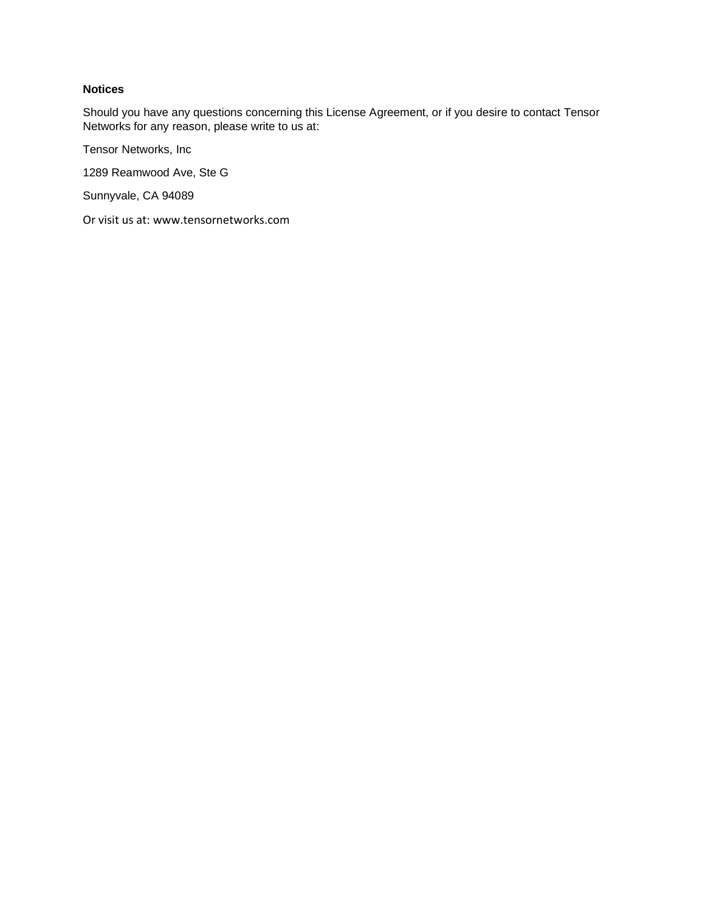**Notices**

Should you have any questions concerning this License Agreement, or if you desire to contact Tensor Networks for any reason, please write to us at:

Tensor Networks, Inc

1289 Reamwood Ave, Ste G

Sunnyvale, CA 94089

Or visit us at: www.tensornetworks.com